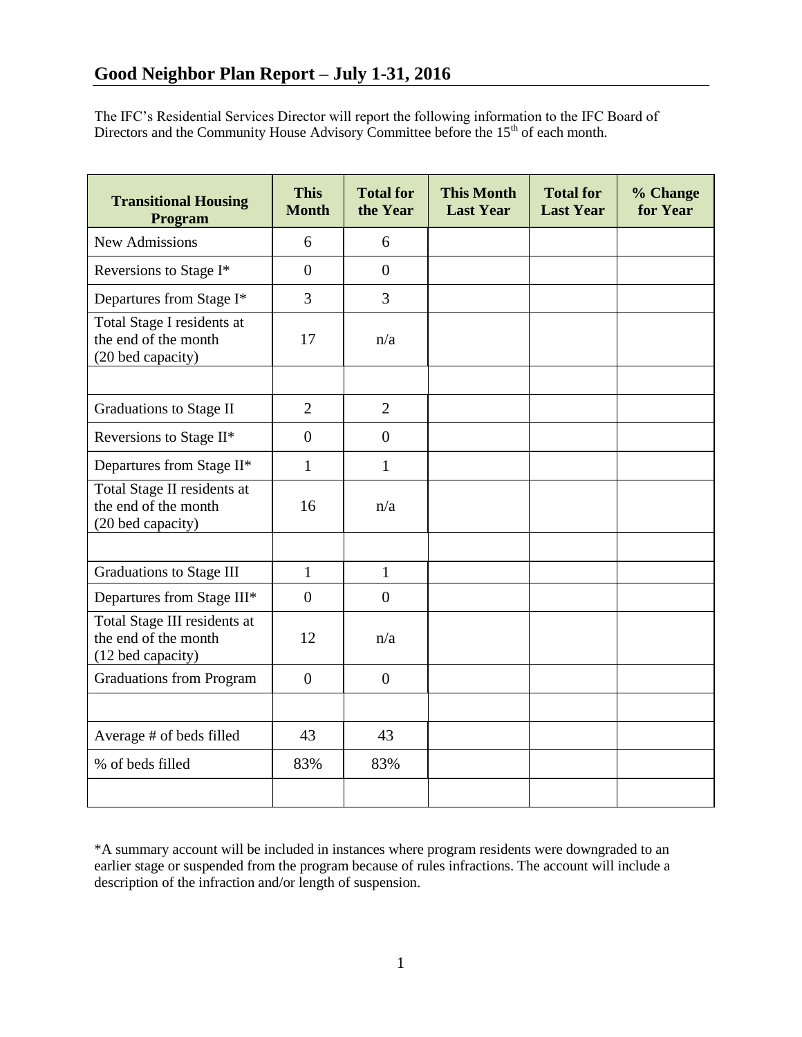# Good Neighbor Plan Report – July 1-31, 2016

The IFC's Residential Services Director will report the following information to the IFC Board of Directors and the Community House Advisory Committee before the 15th of each month.

| Transitional Housing Program | This Month | Total for the Year | This Month Last Year | Total for Last Year | % Change for Year |
|---|---|---|---|---|---|
| New Admissions | 6 | 6 | | | |
| Reversions to Stage I* | 0 | 0 | | | |
| Departures from Stage I* | 3 | 3 | | | |
| Total Stage I residents at the end of the month (20 bed capacity) | 17 | n/a | | | |
| | | | | | |
| Graduations to Stage II | 2 | 2 | | | |
| Reversions to Stage II* | 0 | 0 | | | |
| Departures from Stage II* | 1 | 1 | | | |
| Total Stage II residents at the end of the month (20 bed capacity) | 16 | n/a | | | |
| | | | | | |
| Graduations to Stage III | 1 | 1 | | | |
| Departures from Stage III* | 0 | 0 | | | |
| Total Stage III residents at the end of the month (12 bed capacity) | 12 | n/a | | | |
| Graduations from Program | 0 | 0 | | | |
| | | | | | |
| Average # of beds filled | 43 | 43 | | | |
| % of beds filled | 83% | 83% | | | |
| | | | | | |

*A summary account will be included in instances where program residents were downgraded to an earlier stage or suspended from the program because of rules infractions. The account will include a description of the infraction and/or length of suspension.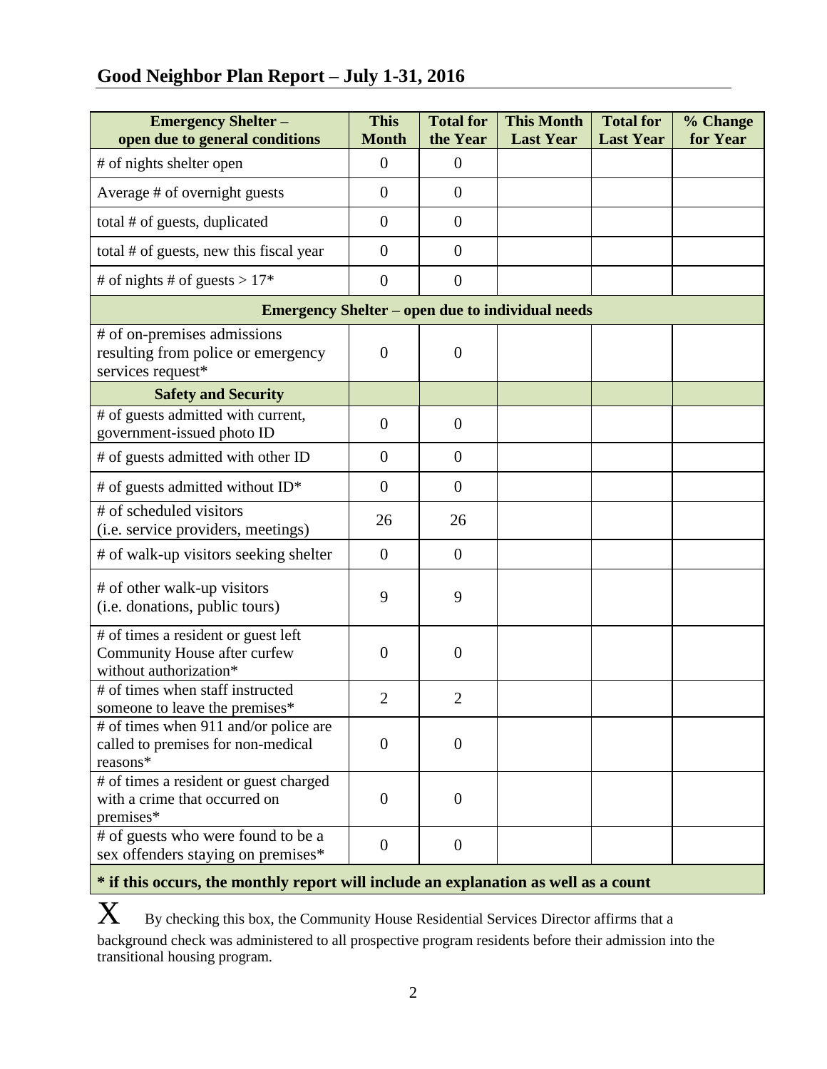## Good Neighbor Plan Report – July 1-31, 2016

| Emergency Shelter – open due to general conditions | This Month | Total for the Year | This Month Last Year | Total for Last Year | % Change for Year |
|---|---|---|---|---|---|
| # of nights shelter open | 0 | 0 | | | |
| Average # of overnight guests | 0 | 0 | | | |
| total # of guests, duplicated | 0 | 0 | | | |
| total # of guests, new this fiscal year | 0 | 0 | | | |
| # of nights # of guests > 17* | 0 | 0 | | | |
| **Emergency Shelter – open due to individual needs** | | | | | |
| # of on-premises admissions resulting from police or emergency services request* | 0 | 0 | | | |
| **Safety and Security** | | | | | |
| # of guests admitted with current, government-issued photo ID | 0 | 0 | | | |
| # of guests admitted with other ID | 0 | 0 | | | |
| # of guests admitted without ID* | 0 | 0 | | | |
| # of scheduled visitors (i.e. service providers, meetings) | 26 | 26 | | | |
| # of walk-up visitors seeking shelter | 0 | 0 | | | |
| # of other walk-up visitors (i.e. donations, public tours) | 9 | 9 | | | |
| # of times a resident or guest left Community House after curfew without authorization* | 0 | 0 | | | |
| # of times when staff instructed someone to leave the premises* | 2 | 2 | | | |
| # of times when 911 and/or police are called to premises for non-medical reasons* | 0 | 0 | | | |
| # of times a resident or guest charged with a crime that occurred on premises* | 0 | 0 | | | |
| # of guests who were found to be a sex offenders staying on premises* | 0 | 0 | | | |

**\* if this occurs, the monthly report will include an explanation as well as a count**

X By checking this box, the Community House Residential Services Director affirms that a background check was administered to all prospective program residents before their admission into the transitional housing program.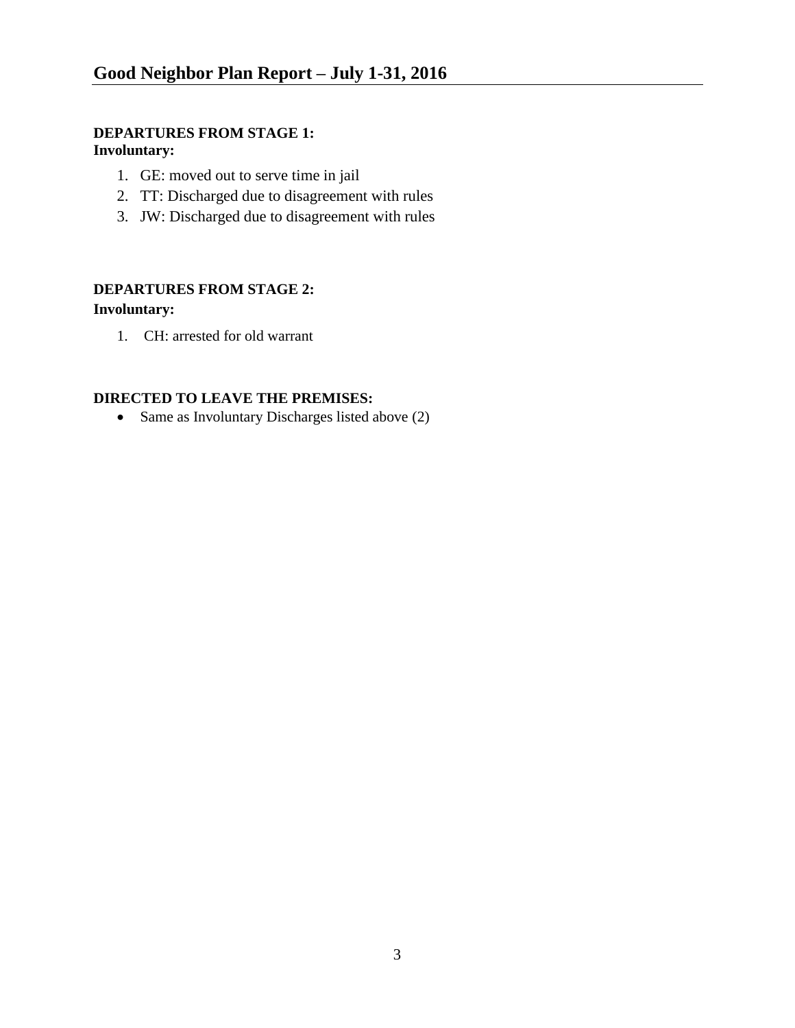# Good Neighbor Plan Report – July 1-31, 2016

**DEPARTURES FROM STAGE 1:**
**Involuntary:**

1. GE: moved out to serve time in jail
2. TT: Discharged due to disagreement with rules
3. JW: Discharged due to disagreement with rules

**DEPARTURES FROM STAGE 2:**
**Involuntary:**

1. CH: arrested for old warrant

**DIRECTED TO LEAVE THE PREMISES:**

- Same as Involuntary Discharges listed above (2)